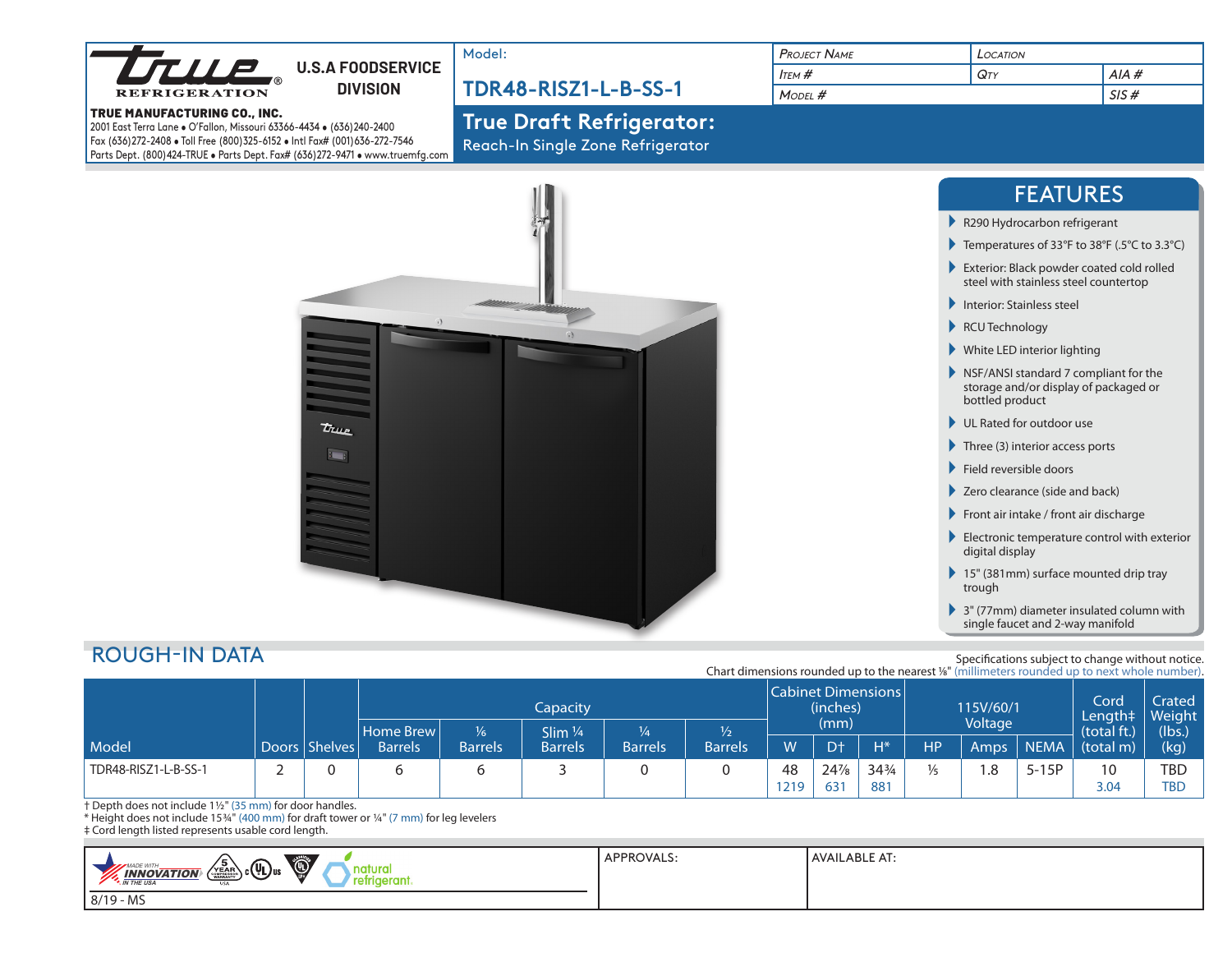**True REFRIGERATION®**

**U.S.A FOODSERVICE DIVISION**

**TRUE MANUFACTURING CO., INC.**
2001 East Terra Lane • O'Fallon, Missouri 63366-4434 • (636)240-2400
Fax (636)272-2408 • Toll Free (800)325-6152 • Intl Fax# (001)636-272-7546
Parts Dept. (800)424-TRUE • Parts Dept. Fax# (636)272-9471 • www.truemfg.com

Model:

# TDR48-RISZ1-L-B-SS-1

## True Draft Refrigerator:

Reach-In Single Zone Refrigerator

| PROJECT NAME | LOCATION | |
|---|---|---|
| ITEM # | QTY | AIA # |
| MODEL # | | SIS # |

## FEATURES

- R290 Hydrocarbon refrigerant
- Temperatures of 33°F to 38°F (.5°C to 3.3°C)
- Exterior: Black powder coated cold rolled steel with stainless steel countertop
- Interior: Stainless steel
- RCU Technology
- White LED interior lighting
- NSF/ANSI standard 7 compliant for the storage and/or display of packaged or bottled product
- UL Rated for outdoor use
- Three (3) interior access ports
- Field reversible doors
- Zero clearance (side and back)
- Front air intake / front air discharge
- Electronic temperature control with exterior digital display
- 15" (381mm) surface mounted drip tray trough
- 3" (77mm) diameter insulated column with single faucet and 2-way manifold

## ROUGH-IN DATA

Specifications subject to change without notice.
Chart dimensions rounded up to the nearest ⅛" (millimeters rounded up to next whole number).

| Model | Doors | Shelves | Capacity | | | | | Cabinet Dimensions (inches) (mm) | | | 115V/60/1 Voltage | | | Cord Length‡ (total ft.) (total m) | Crated Weight (lbs.) (kg) |
|---|---|---|---|---|---|---|---|---|---|---|---|---|---|---|---|
| | | | Home Brew Barrels | ⅙ Barrels | Slim ¼ Barrels | ¼ Barrels | ½ Barrels | W | D† | H* | HP | Amps | NEMA | | |
| TDR48-RISZ1-L-B-SS-1 | 2 | 0 | 6 | 6 | 3 | 0 | 0 | 48<br>1219 | 24⅞<br>631 | 34¾<br>881 | ⅓ | 1.8 | 5-15P | 10<br>3.04 | TBD<br>TBD |

† Depth does not include 1½" (35 mm) for door handles.
* Height does not include 15¾" (400 mm) for draft tower or ¼" (7 mm) for leg levelers
‡ Cord length listed represents usable cord length.

MADE WITH INNOVATION IN THE USA | 5 YEAR COMPRESSOR WARRANTY USA | c UL us | natural refrigerant.

8/19 - MS

APPROVALS:

AVAILABLE AT: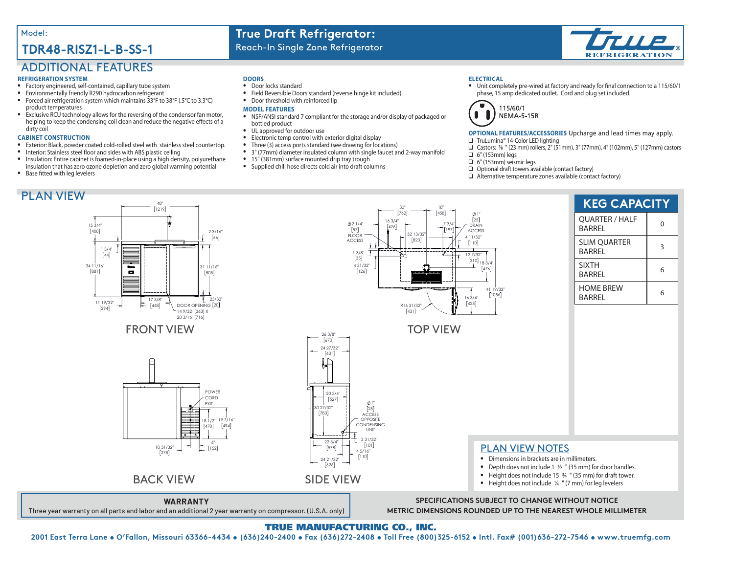Model:

# TDR48-RISZ1-L-B-SS-1

## True Draft Refrigerator:

Reach-In Single Zone Refrigerator

## ADDITIONAL FEATURES

### REFRIGERATION SYSTEM

- Factory engineered, self-contained, capillary tube system
- Environmentally friendly R290 hydrocarbon refrigerant
- Forced air refrigeration system which maintains 33°F to 38°F (.5°C to 3.3°C) product temperatures
- Exclusive RCU technology allows for the reversing of the condensor fan motor, helping to keep the condensing coil clean and reduce the negative effects of a dirty coil

### CABINET CONSTRUCTION

- Exterior: Black, powder coated cold-rolled steel with stainless steel countertop.
- Interior: Stainless steel floor and sides with ABS plastic ceiling
- Insulation: Entire cabinet is foamed-in-place using a high density, polyurethane insulation that has zero ozone depletion and zero global warming potential
- Base fitted with leg levelers

### DOORS

- Door locks standard
- Field Reversible Doors standard (reverse hinge kit included)
- Door threshold with reinforced lip

### MODEL FEATURES

- NSF/ANSI standard 7 compliant for the storage and/or display of packaged or bottled product
- UL approved for outdoor use
- Electronic temp control with exterior digital display
- Three (3) access ports standard (see drawing for locations)
- 3" (77mm) diameter insulated column with single faucet and 2-way manifold
- 15" (381mm) surface mounted drip tray trough
- Supplied chill hose directs cold air into draft columns

### ELECTRICAL

- Unit completely pre-wired at factory and ready for final connection to a 115/60/1 phase, 15 amp dedicated outlet. Cord and plug set included.

115/60/1
NEMA-5-15R

### OPTIONAL FEATURES/ACCESSORIES

Upcharge and lead times may apply.

- ❑ TruLumina® 14-Color LED lighting
- ❑ Castors: ⅞" (23 mm) rollers, 2" (51mm), 3" (77mm), 4" (102mm), 5" (127mm) castors
- ❑ 6" (153mm) legs
- ❑ 6" (153mm) seismic legs
- ❑ Optional draft towers available (contact factory)
- ❑ Alternative temperature zones available (contact factory)

## PLAN VIEW

FRONT VIEW

48" [1219]
15 3/4" [400]
2 3/16" [56]
1 3/4" [44]
34 11/16" [881]
31 11/16" [805]
11 19/32" [294]
17 5/8" [448]
25/32" [20]
DOOR OPENING 14 9/32" [363] X 28 3/16" [716]

TOP VIEW

30" [762]
18" [458]
Ø 2 1/4" [57] FLOOR ACCESS
16 3/4" [426]
7 3/4" [197]
Ø 1" [25] DRAIN ACCESS
32 13/32" [823]
4 11/32" [110]
1 3/8" [35]
4 31/32" [126]
12 7/32" [310]
18 3/4" [476]
41 19/32" [1056]
16 3/4" [425]
R16 31/32" [431]

BACK VIEW

POWER CORD EXIT
18 1/2" [470]
19 7/16" [494]
6" [152]
10 31/32" [278]

SIDE VIEW

26 3/8" [670]
24 27/32" [631]
20 3/4" [527]
30 27/32" [783]
Ø 1" [25] ACCESS OPPOSITE CONDENSING UNIT
22 3/4" [578]
3 31/32" [101]
4 5/16" [110]
24 21/32" [626]

## KEG CAPACITY

| | |
|---|---|
| QUARTER / HALF BARREL | 0 |
| SLIM QUARTER BARREL | 3 |
| SIXTH BARREL | 6 |
| HOME BREW BARREL | 6 |

## PLAN VIEW NOTES

- Dimensions in brackets are in millimeters.
- Depth does not include 1 ½" (35 mm) for door handles.
- Height does not include 15 ¾" (35 mm) for draft tower.
- Height does not include ¼" (7 mm) for leg levelers

**WARRANTY**

Three year warranty on all parts and labor and an additional 2 year warranty on compressor. (U.S.A. only)

**SPECIFICATIONS SUBJECT TO CHANGE WITHOUT NOTICE**
**METRIC DIMENSIONS ROUNDED UP TO THE NEAREST WHOLE MILLIMETER**

**TRUE MANUFACTURING CO., INC.**

2001 East Terra Lane • O'Fallon, Missouri 63366-4434 • (636)240-2400 • Fax (636)272-2408 • Toll Free (800)325-6152 • Intl. Fax# (001)636-272-7546 • www.truemfg.com